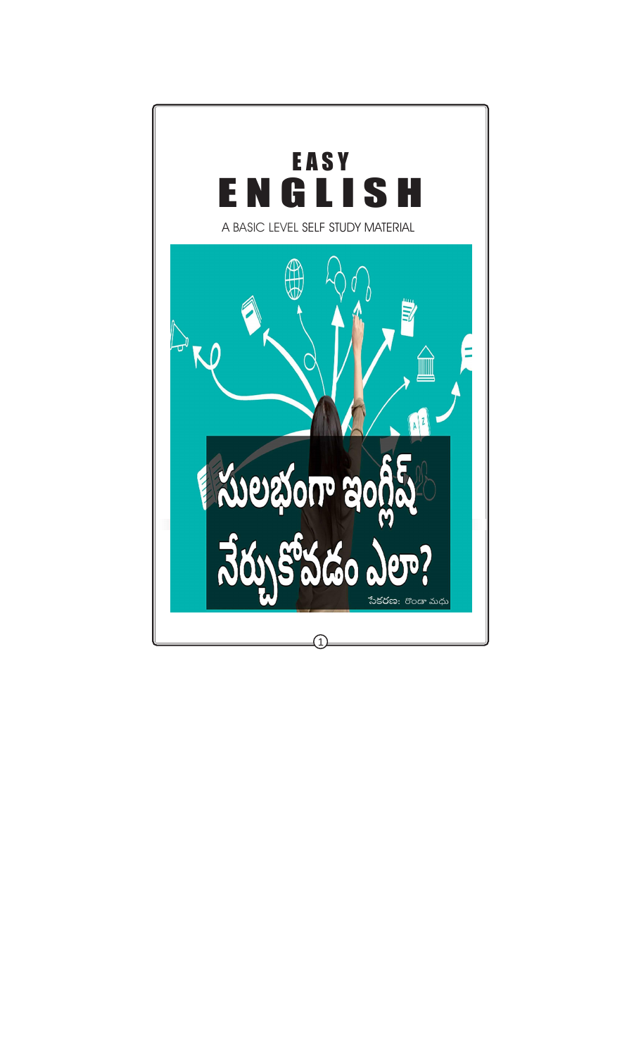# EASY ENGLISH

A BASIC LEVEL SELF STUDY MATERIAL

## సులభంగా ఇంగ్లీష్ నేర్చుకోవడం ఎలా?

సేకరణ: రొండా మధు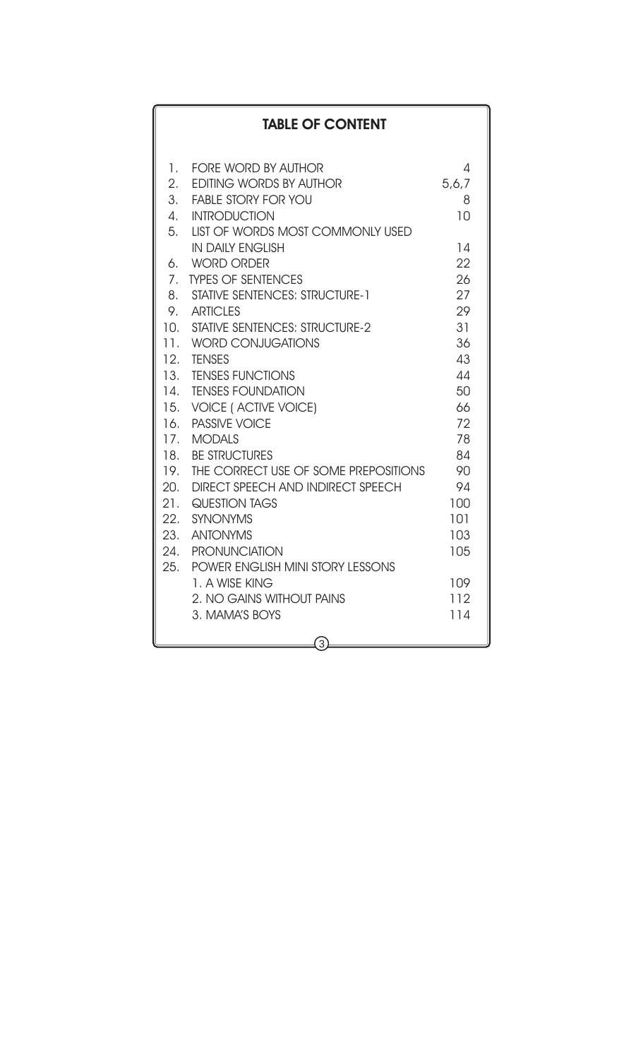## TABLE OF CONTENT

| | | |
|---|---|---|
| 1. | FORE WORD BY AUTHOR | 4 |
| 2. | EDITING WORDS BY AUTHOR | 5,6,7 |
| 3. | FABLE STORY FOR YOU | 8 |
| 4. | INTRODUCTION | 10 |
| 5. | LIST OF WORDS MOST COMMONLY USED IN DAILY ENGLISH | 14 |
| 6. | WORD ORDER | 22 |
| 7. | TYPES OF SENTENCES | 26 |
| 8. | STATIVE SENTENCES: STRUCTURE-1 | 27 |
| 9. | ARTICLES | 29 |
| 10. | STATIVE SENTENCES: STRUCTURE-2 | 31 |
| 11. | WORD CONJUGATIONS | 36 |
| 12. | TENSES | 43 |
| 13. | TENSES FUNCTIONS | 44 |
| 14. | TENSES FOUNDATION | 50 |
| 15. | VOICE ( ACTIVE VOICE) | 66 |
| 16. | PASSIVE VOICE | 72 |
| 17. | MODALS | 78 |
| 18. | BE STRUCTURES | 84 |
| 19. | THE CORRECT USE OF SOME PREPOSITIONS | 90 |
| 20. | DIRECT SPEECH AND INDIRECT SPEECH | 94 |
| 21. | QUESTION TAGS | 100 |
| 22. | SYNONYMS | 101 |
| 23. | ANTONYMS | 103 |
| 24. | PRONUNCIATION | 105 |
| 25. | POWER ENGLISH MINI STORY LESSONS | |
| | 1. A WISE KING | 109 |
| | 2. NO GAINS WITHOUT PAINS | 112 |
| | 3. MAMA'S BOYS | 114 |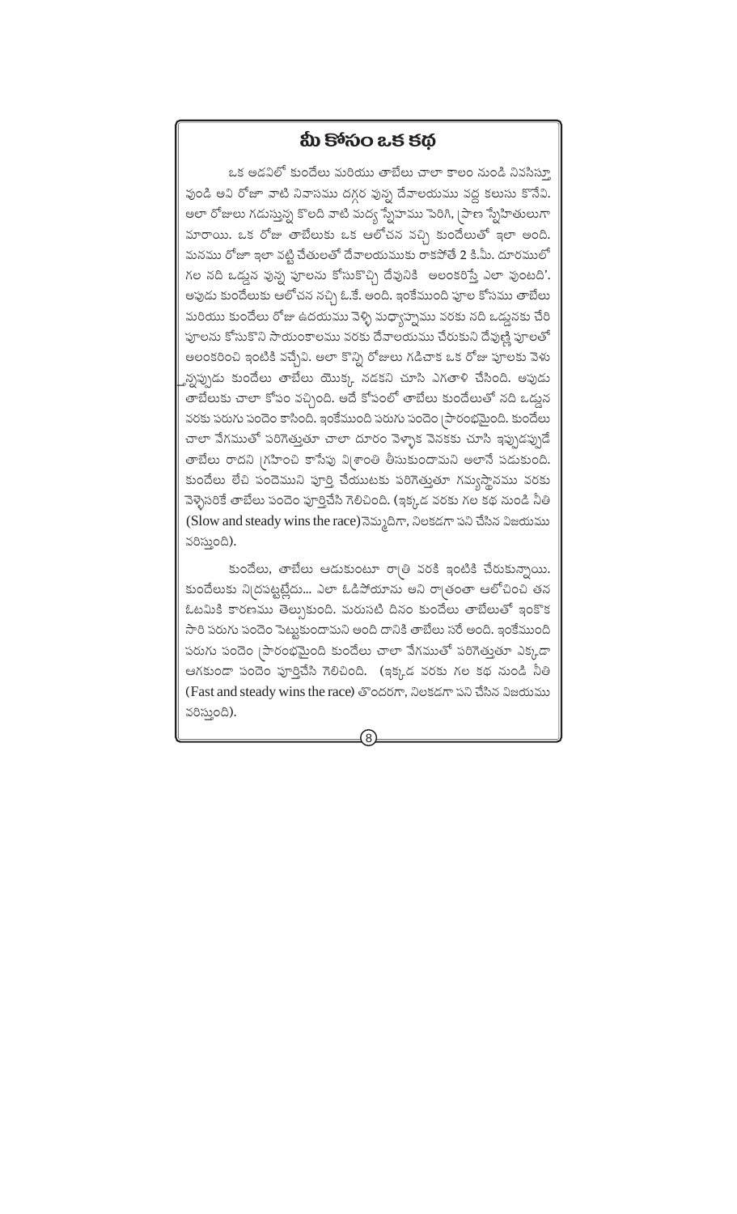## మీ కోసం ఒక కథ

ఒక అడవిలో కుందేలు మరియు తాబేలు చాలా కాలం నుండి నివసిస్తూ వుండి అవి రోజూ వాటి నివాసము దగ్గర వున్న దేవాలయము వద్ద కలుసు కొనేవి. అలా రోజులు గడుస్తున్న కొలది వాటి మధ్య స్నేహము పెరిగి, ప్రాణ స్నేహితులుగా మారాయి. ఒక రోజు తాబేలుకు ఒక ఆలోచన వచ్చి కుందేలుతో ఇలా అంది. మనము రోజూ ఇలా వట్టి చేతులతో దేవాలయముకు రాకపోతే 2 కి.మీ. దూరములో గల నది ఒడ్డున వున్న పూలను కోసుకొచ్చి దేవునికి అలంకరిస్తే ఎలా వుంటది'. అపుడు కుందేలుకు ఆలోచన నచ్చి ఓ.కే. అంది. ఇంకేముంది పూల కోసము తాబేలు మరియు కుందేలు రోజు ఉదయము వెళ్ళి మధ్యాహ్నము వరకు నది ఒడ్డునకు చేరి పూలను కోసుకొని సాయంకాలము వరకు దేవాలయము చేరుకుని దేవుణ్ణి పూలతో అలంకరించి ఇంటికి వచ్చేవి. అలా కొన్ని రోజులు గడిచాక ఒక రోజు పూలకు వెళు న్నప్పుడు కుందేలు తాబేలు యొక్క నడకని చూసి ఎగతాళి చేసింది. అపుడు తాబేలుకు చాలా కోపం వచ్చింది. అదే కోపంలో తాబేలు కుందేలుతో నది ఒడ్డున వరకు పరుగు పందెం కాసింది. ఇంకేముంది పరుగు పందెం ప్రారంభమైంది. కుందేలు చాలా వేగముతో పరిగెత్తుతూ చాలా దూరం వెళ్ళాక వెనకకు చూసి ఇప్పుడప్పుడే తాబేలు రాదని గ్రహించి కాసేపు విశ్రాంతి తీసుకుందామని అలానే పడుకుంది. కుందేలు లేచి పందెముని పూర్తి చేయుటకు పరిగెత్తుతూ గమ్యస్థానము వరకు వెళ్ళేసరికే తాబేలు పందెం పూర్తిచేసి గెలిచింది. (ఇక్కడ వరకు గల కథ నుండి నీతి (Slow and steady wins the race)నెమ్మదిగా, నిలకడగా పని చేసిన విజయము వరిస్తుంది).

కుందేలు, తాబేలు ఆడుకుంటూ రాత్రి వరకి ఇంటికి చేరుకున్నాయి. కుందేలుకు నిద్రపట్టట్లేదు... ఎలా ఓడిపోయాను అని రాత్రంతా ఆలోచించి తన ఓటమికి కారణము తెల్సుకుంది. మరుసటి దినం కుందేలు తాబేలుతో ఇంకొక సారి పరుగు పందెం పెట్టుకుందామని అంది దానికి తాబేలు సరే అంది. ఇంకేముంది పరుగు పందెం ప్రారంభమైంది కుందేలు చాలా వేగముతో పరిగెత్తుతూ ఎక్కడా ఆగకుండా పందెం పూర్తిచేసి గెలిచింది. (ఇక్కడ వరకు గల కథ నుండి నీతి (Fast and steady wins the race) తొందరగా, నిలకడగా పని చేసిన విజయము వరిస్తుంది).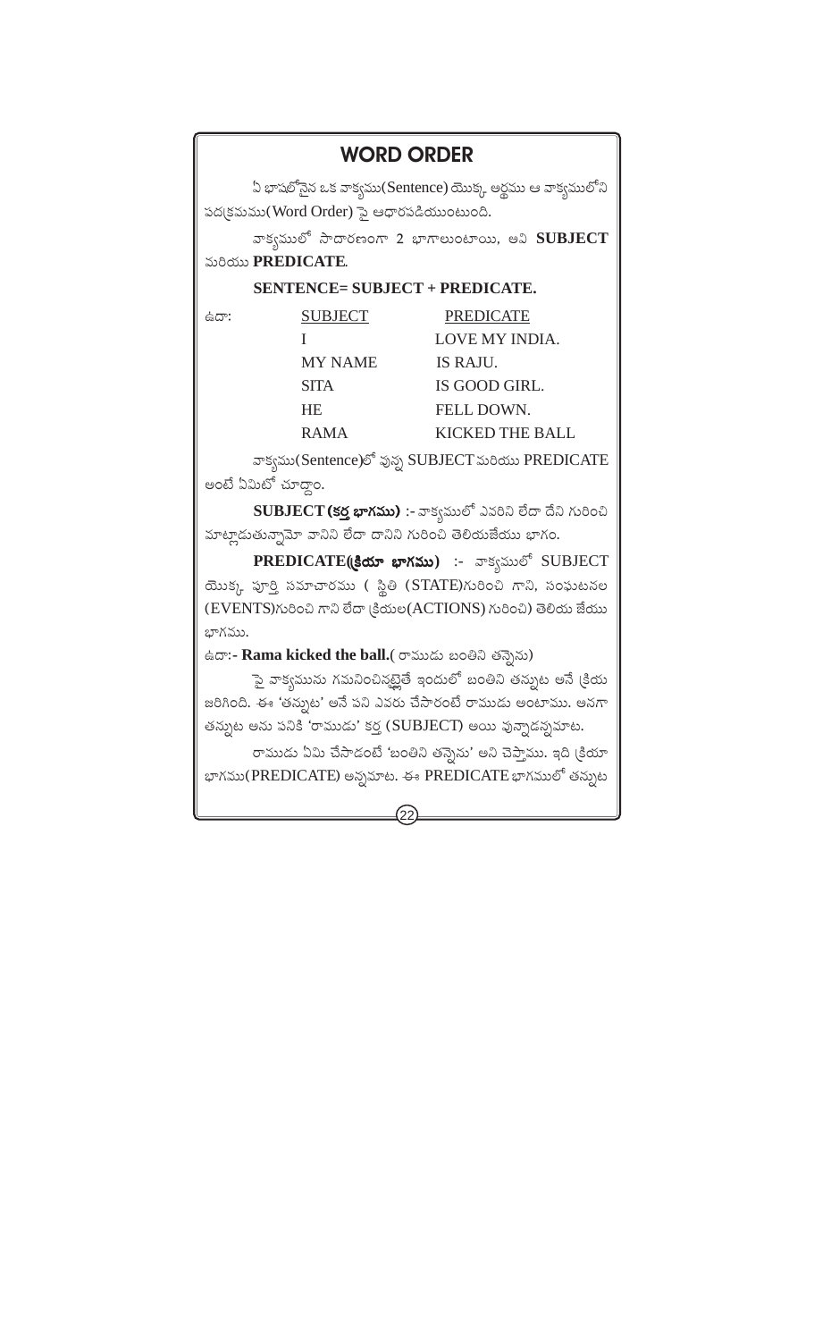# WORD ORDER

ఏ భాషలోనైన ఒక వాక్యము(Sentence) యొక్క అర్థము ఆ వాక్యములోని పదక్రమము(Word Order) పై ఆధారపడియుంటుంది.

వాక్యములో సాధారణంగా 2 భాగాలుంటాయి, అవి **SUBJECT** మరియు **PREDICATE**.

**SENTENCE= SUBJECT + PREDICATE.**

ఉదా:

| SUBJECT | PREDICATE |
|---|---|
| I | LOVE MY INDIA. |
| MY NAME | IS RAJU. |
| SITA | IS GOOD GIRL. |
| HE | FELL DOWN. |
| RAMA | KICKED THE BALL |

వాక్యము(Sentence)లో వున్న SUBJECT మరియు PREDICATE అంటే ఏమిటో చూద్దాం.

**SUBJECT (కర్త భాగము)** :- వాక్యములో ఎవరిని లేదా దేని గురించి మాట్లాడుతున్నామో వానిని లేదా దానిని గురించి తెలియజేయు భాగం.

**PREDICATE(క్రియా భాగము)** :- వాక్యములో SUBJECT యొక్క పూర్తి సమాచారము ( స్థితి (STATE)గురించి గాని, సంఘటనల (EVENTS)గురించి గాని లేదా క్రియల(ACTIONS) గురించి) తెలియ జేయు భాగము.

ఉదా:- **Rama kicked the ball.**( రాముడు బంతిని తన్నెను)

పై వాక్యమును గమనించినట్లైతే ఇందులో బంతిని తన్నుట అనే క్రియ జరిగింది. ఈ 'తన్నుట' అనే పని ఎవరు చేసారంటే రాముడు అంటాము. అనగా తన్నుట అను పనికి 'రాముడు' కర్త (SUBJECT) అయి వున్నాడన్నమాట.

రాముడు ఏమి చేసాడంటే 'బంతిని తన్నెను' అని చెప్తాము. ఇది క్రియా భాగము(PREDICATE) అన్నమాట. ఈ PREDICATE భాగములో తన్నుట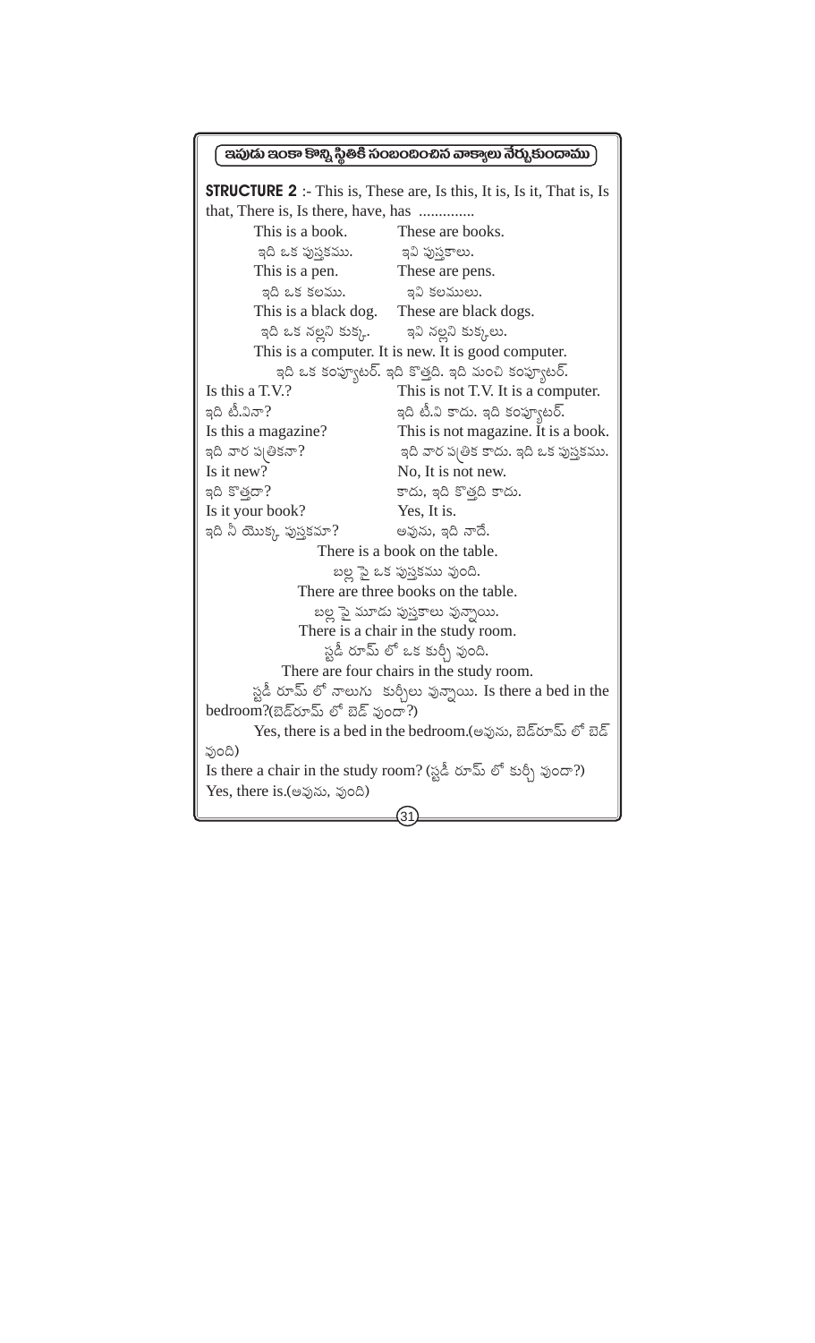## ఇపుడు ఇంకా కొన్ని స్థితికి సంబంధించిన వాక్యాలు నేర్చుకుందాము

**STRUCTURE 2** :- This is, These are, Is this, It is, Is it, That is, Is that, There is, Is there, have, has ..............

| | |
|---|---|
| This is a book. | These are books. |
| ఇది ఒక పుస్తకము. | ఇవి పుస్తకాలు. |
| This is a pen. | These are pens. |
| ఇది ఒక కలము. | ఇవి కలములు. |
| This is a black dog. | These are black dogs. |
| ఇది ఒక నల్లని కుక్క. | ఇవి నల్లని కుక్కలు. |

This is a computer. It is new. It is good computer.

ఇది ఒక కంప్యూటర్. ఇది కొత్తది. ఇది మంచి కంప్యూటర్.

| | |
|---|---|
| Is this a T.V.? | This is not T.V. It is a computer. |
| ఇది టీ.వినా? | ఇది టీ.వి కాదు. ఇది కంప్యూటర్. |
| Is this a magazine? | This is not magazine. It is a book. |
| ఇది వార పత్రికనా? | ఇది వార పత్రిక కాదు. ఇది ఒక పుస్తకము. |
| Is it new? | No, It is not new. |
| ఇది కొత్తదా? | కాదు, ఇది కొత్తది కాదు. |
| Is it your book? | Yes, It is. |
| ఇది నీ యొక్క పుస్తకమా? | అవును, ఇది నాదే. |

There is a book on the table.

బల్ల పై ఒక పుస్తకము వుంది.

There are three books on the table.

బల్ల పై మూడు పుస్తకాలు వున్నాయి.

There is a chair in the study room.

స్టడీ రూమ్ లో ఒక కుర్చీ వుంది.

There are four chairs in the study room.

స్టడీ రూమ్ లో నాలుగు కుర్చీలు వున్నాయి. Is there a bed in the bedroom?(బెడ్‌రూమ్ లో బెడ్ వుందా?)

Yes, there is a bed in the bedroom.(అవును, బెడ్‌రూమ్ లో బెడ్ వుంది)

Is there a chair in the study room? (స్టడీ రూమ్ లో కుర్చీ వుందా?)

Yes, there is.(అవును, వుంది)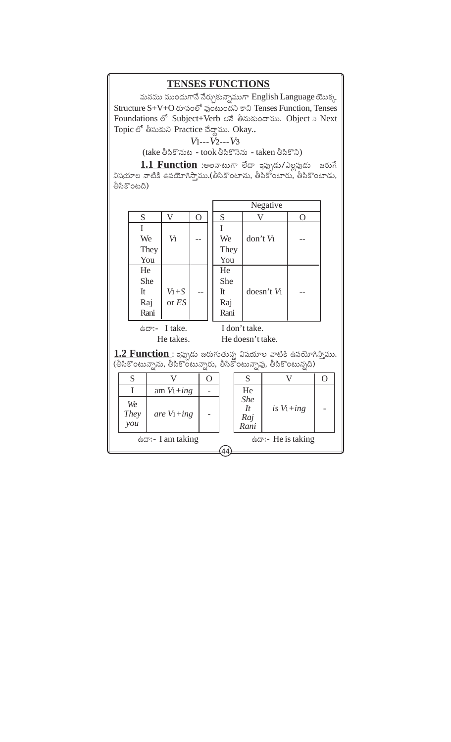## TENSES FUNCTIONS

మనము ముందుగానే నేర్చుకున్నాముగా English Language యొక్క Structure S+V+O రూపంలో వుంటుందని కాని Tenses Function, Tenses Foundations లో Subject+Verb లనే తీసుకుందాము. Object ని Next Topic లో తీసుకుని Practice చేద్దాము. Okay..

$V_1$---$V_2$---$V_3$

(take తీసికొనుట - took తీసికొనెను - taken తీసికొని)

**1.1 Function** :అలవాటుగా లేదా ఇప్పుడు/ఎల్లపుడు జరుగే విషయాల వాటికి ఉపయోగిస్తాము.(తీసికొంటాను, తీసికొంటారు, తీసికొంటాడు, తీసికొంటది)

| S | V | O | | Negative | | |
|---|---|---|---|---|---|---|
| | | | | S | V | O |
| I We They You | $V_1$ | -- | | I We They You | don't $V_1$ | -- |
| He She It Raj Rani | $V_1+S$ or *ES* | -- | | He She It Raj Rani | doesn't $V_1$ | -- |

ఉదా:- I take. I don't take.

He takes. He doesn't take.

**1.2 Function** : ఇప్పుడు జరుగుతున్న విషయాల వాటికి ఉపయోగిస్తాము. (తీసికొంటున్నాను, తీసికొంటున్నారు, తీసికొంటున్నావు, తీసికొంటున్నది)

| S | V | O | | S | V | O |
|---|---|---|---|---|---|---|
| I | am $V_1+ing$ | - | | He *She It Raj Rani* | *is* $V_1+ing$ | - |
| *We They you* | *are* $V_1+ing$ | - | | | | |

ఉదా:- I am taking ఉదా:- He is taking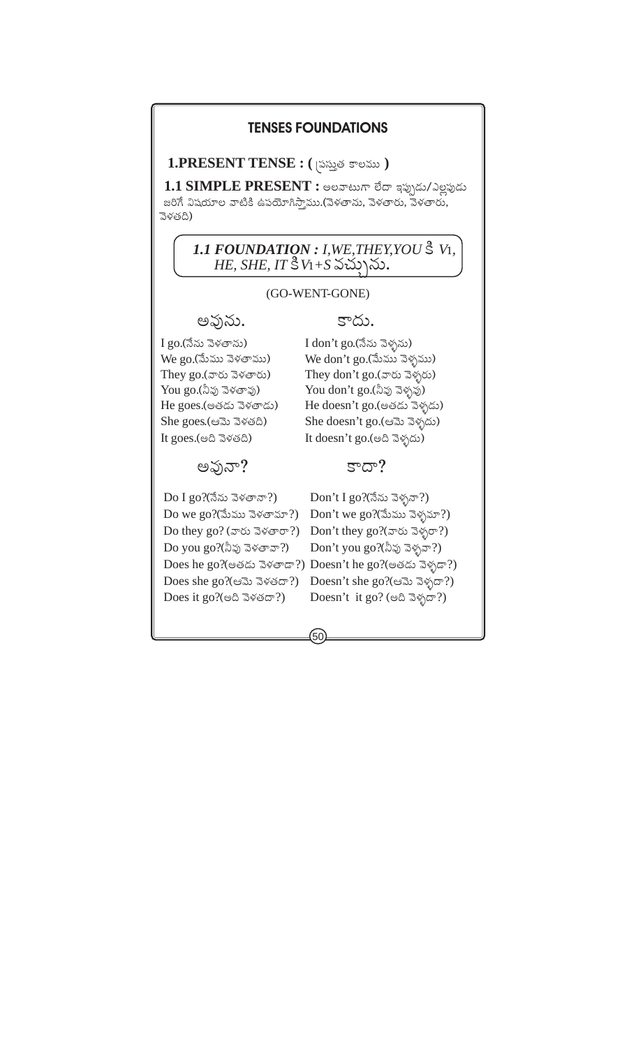## TENSES FOUNDATIONS

### 1.PRESENT TENSE : ( ప్రస్తుత కాలము )

**1.1 SIMPLE PRESENT :** అలవాటుగా లేదా ఇప్పుడు/ఎల్లప్పుడు జరిగే విషయాల వాటికి ఉపయోగిస్తాము.(వెళతాను, వెళతారు, వెళతారు, వెళతది)

> ***1.1 FOUNDATION :*** *I,WE,THEY,YOU* కి *V1*, *HE, SHE, IT* కి *V1+S* వచ్చును.

(GO-WENT-GONE)

| అవును. | కాదు. |
|---|---|
| I go.(నేను వెళతాను) | I don't go.(నేను వెళ్ళను) |
| We go.(మేము వెళతాము) | We don't go.(మేము వెళ్ళము) |
| They go.(వారు వెళతారు) | They don't go.(వారు వెళ్ళరు) |
| You go.(నీవు వెళతావు) | You don't go.(నీవు వెళ్ళవు) |
| He goes.(అతడు వెళతాడు) | He doesn't go.(అతడు వెళ్ళడు) |
| She goes.(ఆమె వెళతది) | She doesn't go.(ఆమె వెళ్ళదు) |
| It goes.(అది వెళతది) | It doesn't go.(అది వెళ్ళదు) |

| అవునా? | కాదా? |
|---|---|
| Do I go?(నేను వెళతానా?) | Don't I go?(నేను వెళ్ళనా?) |
| Do we go?(మేము వెళతామా?) | Don't we go?(మేము వెళ్ళమా?) |
| Do they go? (వారు వెళతారా?) | Don't they go?(వారు వెళ్ళరా?) |
| Do you go?(నీవు వెళతావా?) | Don't you go?(నీవు వెళ్ళవా?) |
| Does he go?(అతడు వెళతాడా?) | Doesn't he go?(అతడు వెళ్ళడా?) |
| Does she go?(ఆమె వెళతదా?) | Doesn't she go?(ఆమె వెళ్ళదా?) |
| Does it go?(అది వెళతదా?) | Doesn't it go? (అది వెళ్ళదా?) |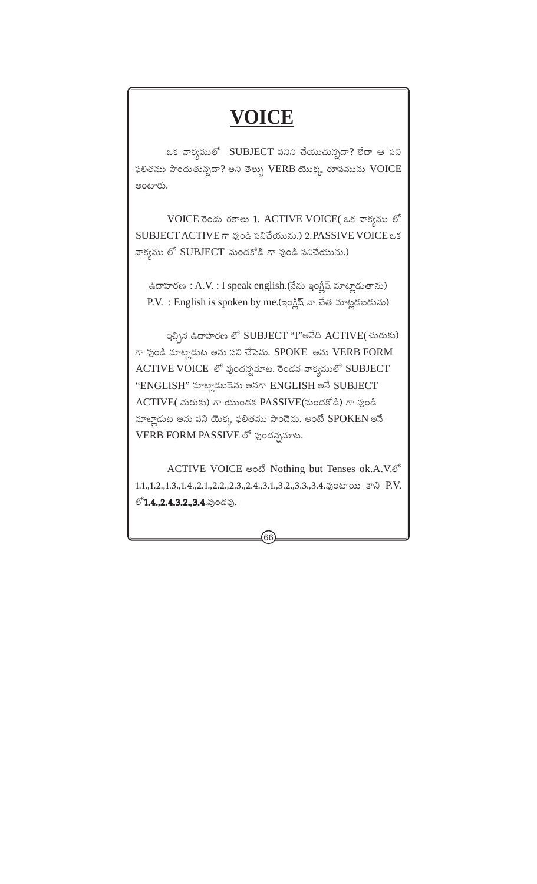# VOICE

ఒక వాక్యములో SUBJECT పనిని చేయుచున్నదా? లేదా ఆ పని ఫలితము పొందుతున్నదా? అని తెల్పు VERB యొక్క రూపమును VOICE అంటారు.

VOICE రెండు రకాలు 1. ACTIVE VOICE( ఒక వాక్యము లో SUBJECT ACTIVE గా వుండి పనిచేయును.) 2.PASSIVE VOICE ఒక వాక్యము లో SUBJECT మందకోడి గా వుండి పనిచేయును.)

ఉదాహరణ : A.V. : I speak english.(నేను ఇంగ్లీష్ మాట్లాడుతాను)
P.V. : English is spoken by me.(ఇంగ్లీష్ నా చేత మాట్లడబడును)

ఇచ్చిన ఉదాహరణ లో SUBJECT "I"అనేది ACTIVE( చురుకు) గా వుండి మాట్లాడుట అను పని చేసెను. SPOKE అను VERB FORM ACTIVE VOICE లో వుందన్నమాట. రెండవ వాక్యములో SUBJECT "ENGLISH" మాట్లాడబడెను అనగా ENGLISH అనే SUBJECT ACTIVE( చురుకు) గా యుండక PASSIVE(మందకోడి) గా వుండి మాట్లాడుట అను పని యొక్క ఫలితము పొందెను. అంటే SPOKEN అనే VERB FORM PASSIVE లో వుందన్నమాట.

ACTIVE VOICE అంటే Nothing but Tenses ok.A.V.లో 1.1.,1.2.,1.3.,1.4.,2.1.,2.2.,2.3.,2.4.,3.1.,3.2.,3.3.,3.4.వుంటాయి కాని P.V. లో**1.4.,2.4.3.2.,3.4**.వుండవు.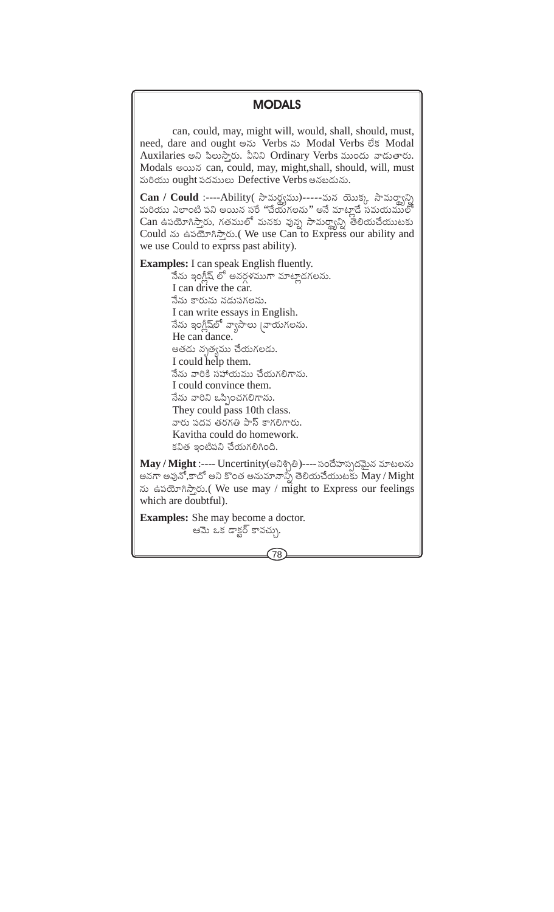## MODALS

can, could, may, might will, would, shall, should, must, need, dare and ought అను Verbs ను Modal Verbs లేక Modal Auxilaries అని పిలుస్తారు. వీనిని Ordinary Verbs ముందు వాడుతారు. Modals అయిన can, could, may, might,shall, should, will, must మరియు ought పదములు Defective Verbs అనబడును.

**Can / Could** :----Ability( సామర్థ్యము)-----మన యొక్క సామర్థ్యాన్ని మరియు ఎలాంటి పని అయిన సరే "చేయగలను" అనే మాట్లాడే సమయములో Can ఉపయోగిస్తారు, గతములో మనకు వున్న సామర్థ్యాన్ని తెలియచేయుటకు Could ను ఉపయోగిస్తారు.( We use Can to Express our ability and we use Could to exprss past ability).

**Examples:** I can speak English fluently.
నేను ఇంగ్లీష్ లో అనర్గళముగా మాట్లాడగలను.
I can drive the car.
నేను కారును నడుపగలను.
I can write essays in English.
నేను ఇంగ్లీష్‌లో వ్యాసాలు వ్రాయగలను.
He can dance.
అతడు నృత్యము చేయగలడు.
I could help them.
నేను వారికి సహాయము చేయగలిగాను.
I could convince them.
నేను వారిని ఒప్పించగలిగాను.
They could pass 10th class.
వారు పదవ తరగతి పాస్ కాగలిగారు.
Kavitha could do homework.
కవిత ఇంటిపని చేయగలిగింది.

**May / Might** :---- Uncertinity(అనిశ్చితి)----సందేహాస్పదమైన మాటలను అనగా అవునో,కాదో అని కొంత అనుమానాన్ని తెలియచేయుటకు May / Might ను ఉపయోగిస్తారు.( We use may / might to Express our feelings which are doubtful).

**Examples:** She may become a doctor.
ఆమె ఒక డాక్టర్ కావచ్చు.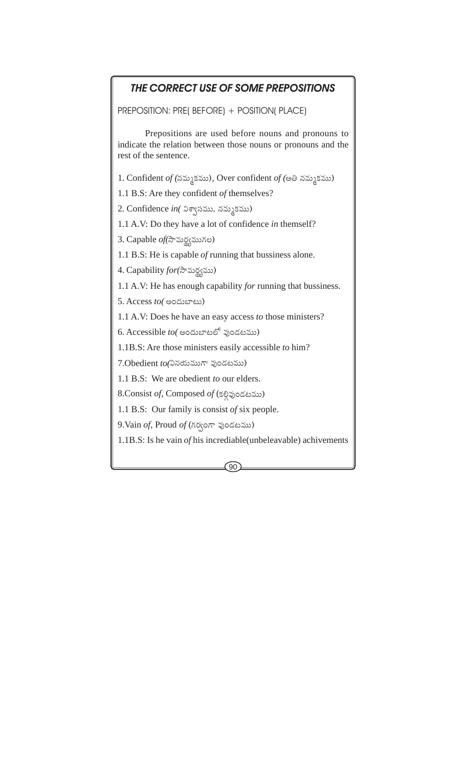## *THE CORRECT USE OF SOME PREPOSITIONS*

PREPOSITION: PRE( BEFORE) + POSITION( PLACE)

Prepositions are used before nouns and pronouns to indicate the relation between those nouns or pronouns and the rest of the sentence.

1. Confident *of* (నమ్మకము), Over confident *of* (అతి నమ్మకము)

1.1 B.S: Are they confident *of* themselves?

2. Confidence *in*( విశ్వాసము, నమ్మకము)

1.1 A.V: Do they have a lot of confidence *in* themself?

3. Capable *of*(సామర్థ్యముగల)

1.1 B.S: He is capable *of* running that bussiness alone.

4. Capability *for*(సామర్థ్యము)

1.1 A.V: He has enough capability *for* running that bussiness.

5. Access *to*( అందుబాటు)

1.1 A.V: Does he have an easy access *to* those ministers?

6. Accessible *to*( అందుబాటులో వుండటము)

1.1B.S: Are those ministers easily accessible *to* him?

7.Obedient *to*(వినయముగా వుండటము)

1.1 B.S: We are obedient *to* our elders.

8.Consist *of*, Composed *of* (కల్గివుండటము)

1.1 B.S: Our family is consist *of* six people.

9.Vain *of*, Proud *of* (గర్వంగా వుండటము)

1.1B.S: Is he vain *of* his incrediable(unbeleavable) achivements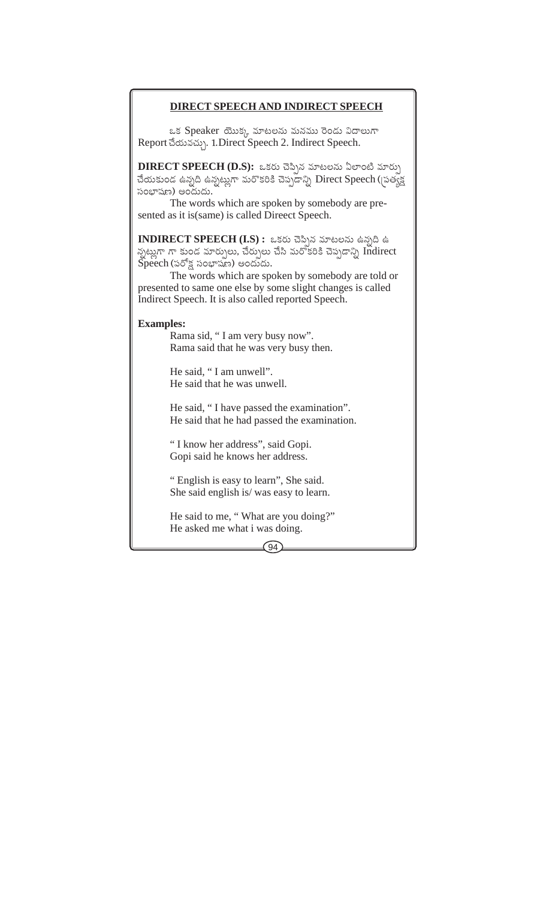## DIRECT SPEECH AND INDIRECT SPEECH

ఒక Speaker యొక్క మాటలను మనము రెండు విధాలుగా Report చేయవచ్చు. 1.Direct Speech 2. Indirect Speech.

**DIRECT SPEECH (D.S):** ఒకరు చెప్పిన మాటలను ఏలాంటి మార్పు చేయకుండ ఉన్నది ఉన్నట్లుగా మరొకరికి చెప్పడాన్ని Direct Speech (ప్రత్యక్ష సంభాషణ) అందురు.

The words which are spoken by somebody are presented as it is(same) is called Direect Speech.

**INDIRECT SPEECH (I.S) :** ఒకరు చెప్పిన మాటలను ఉన్నది ఉన్నట్లుగా గా కుండ మార్పులు, చేర్పులు చేసి మరొకరికి చెప్పడాన్ని Indirect Speech (పరోక్ష సంభాషణ) అందురు.

The words which are spoken by somebody are told or presented to same one else by some slight changes is called Indirect Speech. It is also called reported Speech.

**Examples:**

Rama sid, " I am very busy now".
Rama said that he was very busy then.

He said, " I am unwell".
He said that he was unwell.

He said, " I have passed the examination".
He said that he had passed the examination.

" I know her address", said Gopi.
Gopi said he knows her address.

" English is easy to learn", She said.
She said english is/ was easy to learn.

He said to me, " What are you doing?"
He asked me what i was doing.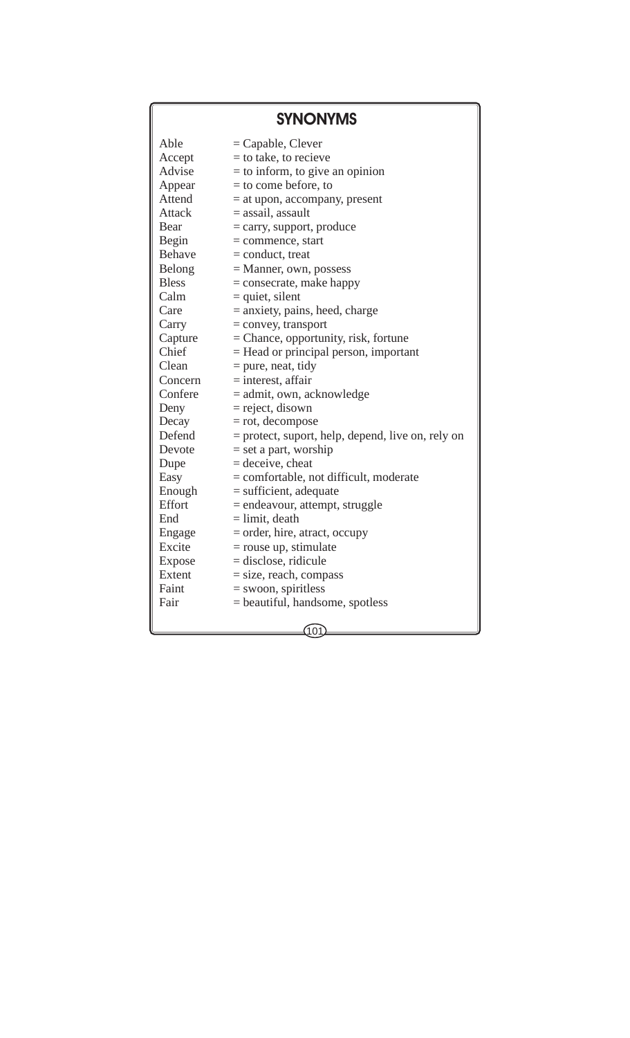## SYNONYMS

| | |
|---|---|
| Able | = Capable, Clever |
| Accept | = to take, to recieve |
| Advise | = to inform, to give an opinion |
| Appear | = to come before, to |
| Attend | = at upon, accompany, present |
| Attack | = assail, assault |
| Bear | = carry, support, produce |
| Begin | = commence, start |
| Behave | = conduct, treat |
| Belong | = Manner, own, possess |
| Bless | = consecrate, make happy |
| Calm | = quiet, silent |
| Care | = anxiety, pains, heed, charge |
| Carry | = convey, transport |
| Capture | = Chance, opportunity, risk, fortune |
| Chief | = Head or principal person, important |
| Clean | = pure, neat, tidy |
| Concern | = interest, affair |
| Confere | = admit, own, acknowledge |
| Deny | = reject, disown |
| Decay | = rot, decompose |
| Defend | = protect, suport, help, depend, live on, rely on |
| Devote | = set a part, worship |
| Dupe | = deceive, cheat |
| Easy | = comfortable, not difficult, moderate |
| Enough | = sufficient, adequate |
| Effort | = endeavour, attempt, struggle |
| End | = limit, death |
| Engage | = order, hire, atract, occupy |
| Excite | = rouse up, stimulate |
| Expose | = disclose, ridicule |
| Extent | = size, reach, compass |
| Faint | = swoon, spiritless |
| Fair | = beautiful, handsome, spotless |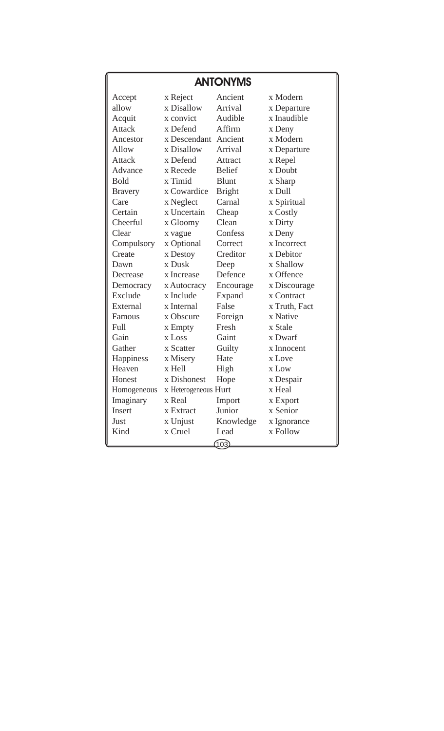## ANTONYMS

| | | | |
|---|---|---|---|
| Accept | x Reject | Ancient | x Modern |
| allow | x Disallow | Arrival | x Departure |
| Acquit | x convict | Audible | x Inaudible |
| Attack | x Defend | Affirm | x Deny |
| Ancestor | x Descendant | Ancient | x Modern |
| Allow | x Disallow | Arrival | x Departure |
| Attack | x Defend | Attract | x Repel |
| Advance | x Recede | Belief | x Doubt |
| Bold | x Timid | Blunt | x Sharp |
| Bravery | x Cowardice | Bright | x Dull |
| Care | x Neglect | Carnal | x Spiritual |
| Certain | x Uncertain | Cheap | x Costly |
| Cheerful | x Gloomy | Clean | x Dirty |
| Clear | x vague | Confess | x Deny |
| Compulsory | x Optional | Correct | x Incorrect |
| Create | x Destoy | Creditor | x Debitor |
| Dawn | x Dusk | Deep | x Shallow |
| Decrease | x Increase | Defence | x Offence |
| Democracy | x Autocracy | Encourage | x Discourage |
| Exclude | x Include | Expand | x Contract |
| External | x Internal | False | x Truth, Fact |
| Famous | x Obscure | Foreign | x Native |
| Full | x Empty | Fresh | x Stale |
| Gain | x Loss | Gaint | x Dwarf |
| Gather | x Scatter | Guilty | x Innocent |
| Happiness | x Misery | Hate | x Love |
| Heaven | x Hell | High | x Low |
| Honest | x Dishonest | Hope | x Despair |
| Homogeneous | x Heterogeneous | Hurt | x Heal |
| Imaginary | x Real | Import | x Export |
| Insert | x Extract | Junior | x Senior |
| Just | x Unjust | Knowledge | x Ignorance |
| Kind | x Cruel | Lead | x Follow |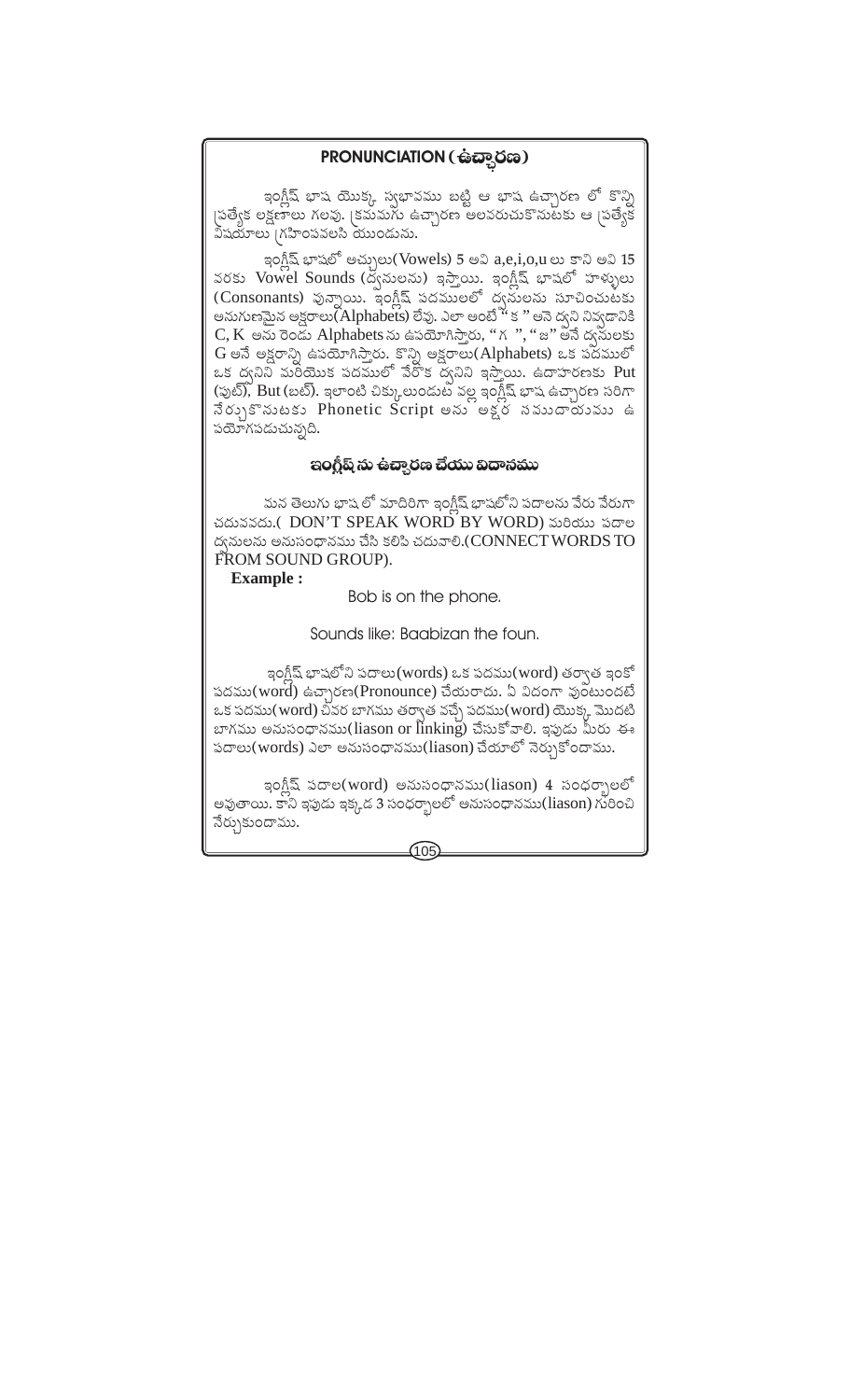## PRONUNCIATION ( ఉచ్చారణ )

ఇంగ్లీష్ భాష యొక్క స్వభావము బట్టి ఆ భాష ఉచ్చారణ లో కొన్ని ప్రత్యేక లక్షణాలు గలవు. క్రమముగు ఉచ్చారణ అలవరుచుకొనుటకు ఆ ప్రత్యేక విషయాలు గ్రహింపవలసి యుండును.

ఇంగ్లీష్ భాషలో అచ్చులు(Vowels) 5 అవి a,e,i,o,u లు కాని అవి 15 వరకు Vowel Sounds (ధ్వనులను) ఇస్తాయి. ఇంగ్లీష్ భాషలో హాళ్ళులు (Consonants) వున్నాయి. ఇంగ్లీష్ పదములలో ధ్వనులను సూచించుటకు అనుగుణమైన అక్షరాలు(Alphabets) లేవు. ఎలా అంటే " క " అనే ధ్వని నివ్వడానికి C, K అను రెండు Alphabets ను ఉపయోగిస్తారు, " గ ", " జ " అనే ధ్వనులకు G అనే అక్షరాన్ని ఉపయోగిస్తారు. కొన్ని అక్షరాలు(Alphabets) ఒక పదములో ఒక ధ్వనిని మరియొక పదములో వేరొక ధ్వనిని ఇస్తాయి. ఉదాహరణకు Put (పుట్), But (బట్). ఇలాంటి చిక్కులుండుట వల్ల ఇంగ్లీష్ భాష ఉచ్చారణ సరిగా నేర్చుకొనుటకు Phonetic Script అను అక్షర సముదాయము ఉపయోగపడుచున్నది.

### ఇంగ్లీష్ ను ఉచ్చారణ చేయు విదానము

మన తెలుగు భాష లో మాదిరిగా ఇంగ్లీష్ భాషలోని పదాలను వేరు వేరుగా చదువవదు.( DON'T SPEAK WORD BY WORD) మరియు పదాల ధ్వనులను అనుసంధానము చేసి కలిపి చదువాలి.(CONNECT WORDS TO FROM SOUND GROUP).

**Example :**

Bob is on the phone.

Sounds like: Baabizan the foun.

ఇంగ్లీష్ భాషలోని పదాలు(words) ఒక పదము(word) తర్వాత ఇంకో పదము(word) ఉచ్చారణ(Pronounce) చేయరాదు. ఏ విదంగా వుంటుందటే ఒక పదము(word) చివర బాగము తర్వాత వచ్చే పదము(word) యొక్క మొదటి బాగము అనుసంధానము(liason or linking) చేసుకోవాలి. ఇపుడు మీరు ఈ పదాలు(words) ఎలా అనుసంధానము(liason) చేయాలో నెర్చుకోందాము.

ఇంగ్లీష్ పదాల(word) అనుసంధానము(liason) 4 సంధర్బాలలో అవుతాయి. కాని ఇపుడు ఇక్కడ 3 సంధర్బాలలో అనుసంధానము(liason) గురించి నేర్చుకుందాము.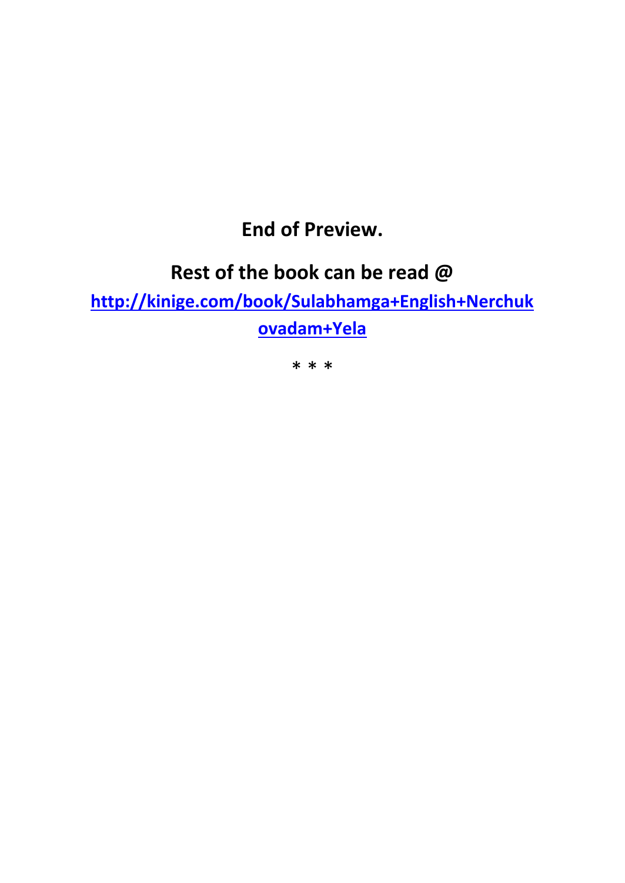**End of Preview.**

**Rest of the book can be read @**

**http://kinige.com/book/Sulabhamga+English+Nerchukovadam+Yela**

*   *   *